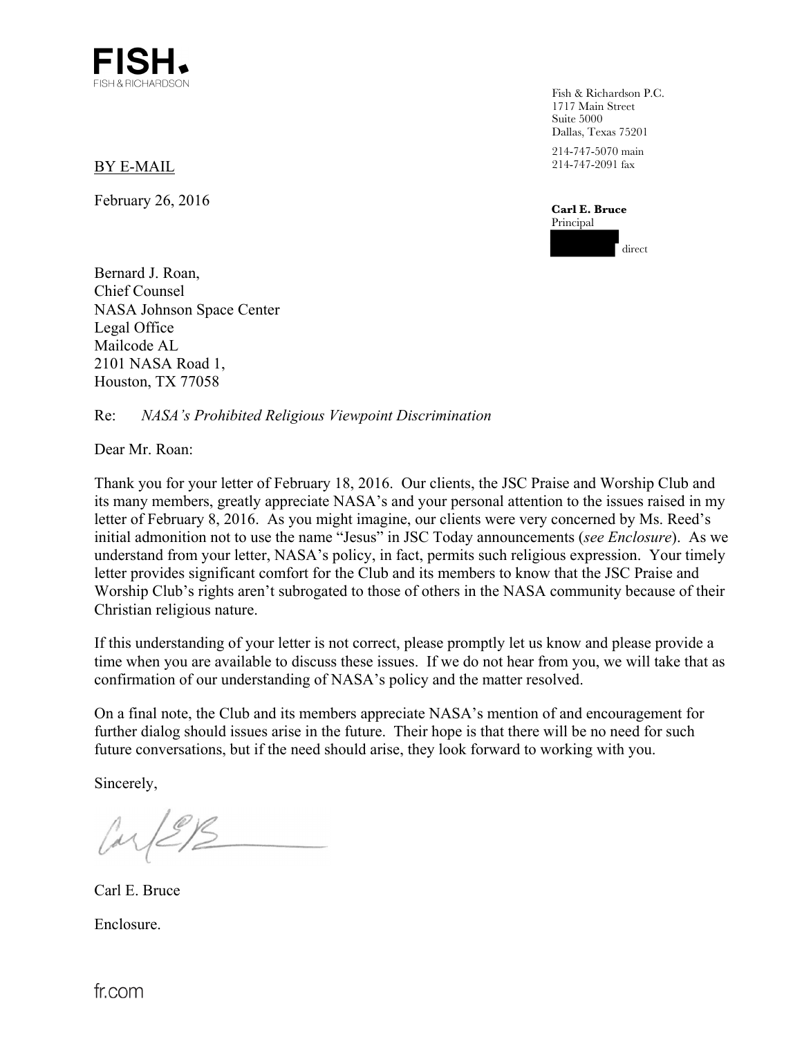FISH.
FISH & RICHARDSON

Fish & Richardson P.C.
1717 Main Street
Suite 5000
Dallas, Texas 75201

214-747-5070 main
214-747-2091 fax

**Carl E. Bruce**
Principal

direct

BY E-MAIL

February 26, 2016

Bernard J. Roan,
Chief Counsel
NASA Johnson Space Center
Legal Office
Mailcode AL
2101 NASA Road 1,
Houston, TX 77058

Re: *NASA's Prohibited Religious Viewpoint Discrimination*

Dear Mr. Roan:

Thank you for your letter of February 18, 2016. Our clients, the JSC Praise and Worship Club and its many members, greatly appreciate NASA's and your personal attention to the issues raised in my letter of February 8, 2016. As you might imagine, our clients were very concerned by Ms. Reed's initial admonition not to use the name "Jesus" in JSC Today announcements (*see Enclosure*). As we understand from your letter, NASA's policy, in fact, permits such religious expression. Your timely letter provides significant comfort for the Club and its members to know that the JSC Praise and Worship Club's rights aren't subrogated to those of others in the NASA community because of their Christian religious nature.

If this understanding of your letter is not correct, please promptly let us know and please provide a time when you are available to discuss these issues. If we do not hear from you, we will take that as confirmation of our understanding of NASA's policy and the matter resolved.

On a final note, the Club and its members appreciate NASA's mention of and encouragement for further dialog should issues arise in the future. Their hope is that there will be no need for such future conversations, but if the need should arise, they look forward to working with you.

Sincerely,

Carl E. Bruce

Enclosure.

fr.com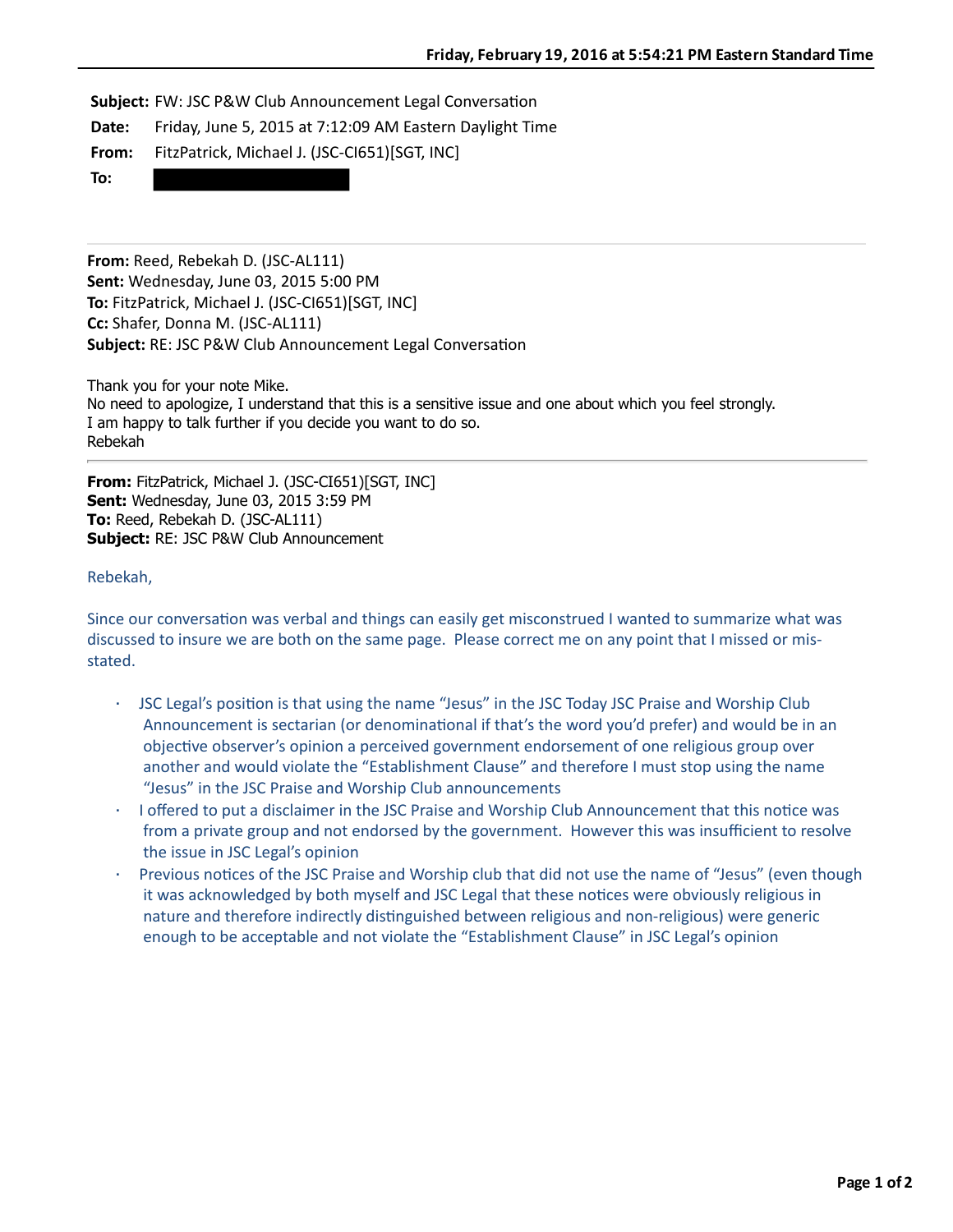**Subject:** FW: JSC P&W Club Announcement Legal Conversation
**Date:** Friday, June 5, 2015 at 7:12:09 AM Eastern Daylight Time
**From:** FitzPatrick, Michael J. (JSC-CI651)[SGT, INC]
**To:** ██████████

---

**From:** Reed, Rebekah D. (JSC-AL111)
**Sent:** Wednesday, June 03, 2015 5:00 PM
**To:** FitzPatrick, Michael J. (JSC-CI651)[SGT, INC]
**Cc:** Shafer, Donna M. (JSC-AL111)
**Subject:** RE: JSC P&W Club Announcement Legal Conversation

Thank you for your note Mike.
No need to apologize, I understand that this is a sensitive issue and one about which you feel strongly.
I am happy to talk further if you decide you want to do so.
Rebekah

---

**From:** FitzPatrick, Michael J. (JSC-CI651)[SGT, INC]
**Sent:** Wednesday, June 03, 2015 3:59 PM
**To:** Reed, Rebekah D. (JSC-AL111)
**Subject:** RE: JSC P&W Club Announcement

Rebekah,

Since our conversation was verbal and things can easily get misconstrued I wanted to summarize what was discussed to insure we are both on the same page. Please correct me on any point that I missed or mis-stated.

- JSC Legal's position is that using the name "Jesus" in the JSC Today JSC Praise and Worship Club Announcement is sectarian (or denominational if that's the word you'd prefer) and would be in an objective observer's opinion a perceived government endorsement of one religious group over another and would violate the "Establishment Clause" and therefore I must stop using the name "Jesus" in the JSC Praise and Worship Club announcements
- I offered to put a disclaimer in the JSC Praise and Worship Club Announcement that this notice was from a private group and not endorsed by the government. However this was insufficient to resolve the issue in JSC Legal's opinion
- Previous notices of the JSC Praise and Worship club that did not use the name of "Jesus" (even though it was acknowledged by both myself and JSC Legal that these notices were obviously religious in nature and therefore indirectly distinguished between religious and non-religious) were generic enough to be acceptable and not violate the "Establishment Clause" in JSC Legal's opinion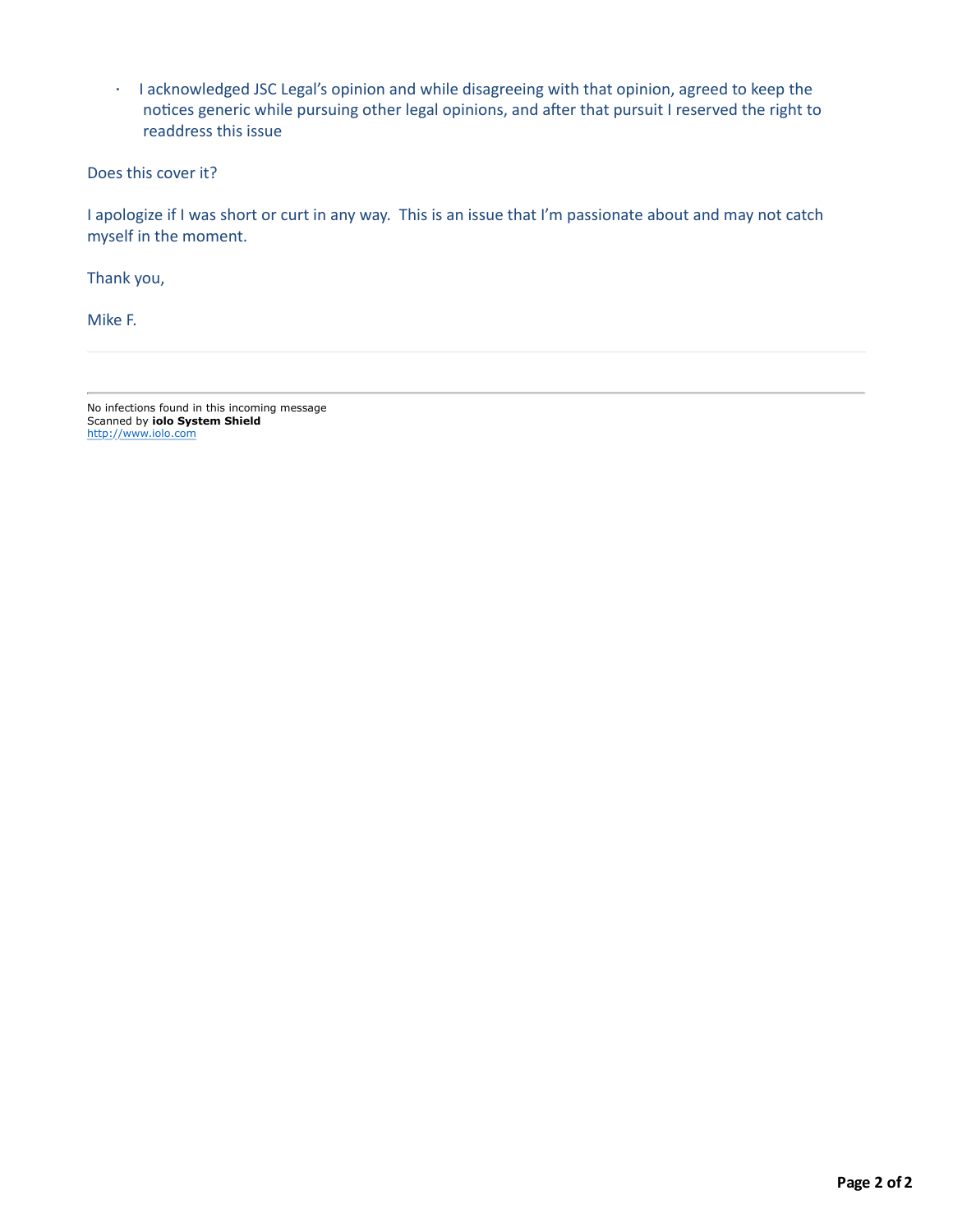- I acknowledged JSC Legal's opinion and while disagreeing with that opinion, agreed to keep the notices generic while pursuing other legal opinions, and after that pursuit I reserved the right to readdress this issue

Does this cover it?

I apologize if I was short or curt in any way. This is an issue that I'm passionate about and may not catch myself in the moment.

Thank you,

Mike F.

---

No infections found in this incoming message
Scanned by **iolo System Shield**
http://www.iolo.com